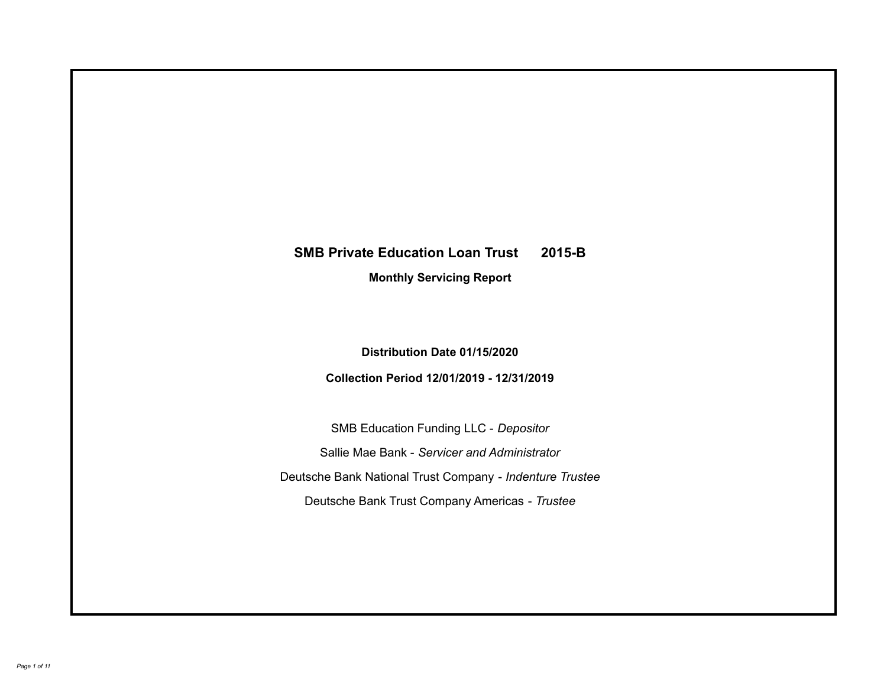# SMB Private Education Loan Trust 2015-B

## Monthly Servicing Report

**Distribution Date 01/15/2020**

**Collection Period 12/01/2019 - 12/31/2019**

SMB Education Funding LLC - *Depositor*

Sallie Mae Bank - *Servicer and Administrator*

Deutsche Bank National Trust Company - *Indenture Trustee*

Deutsche Bank Trust Company Americas - *Trustee*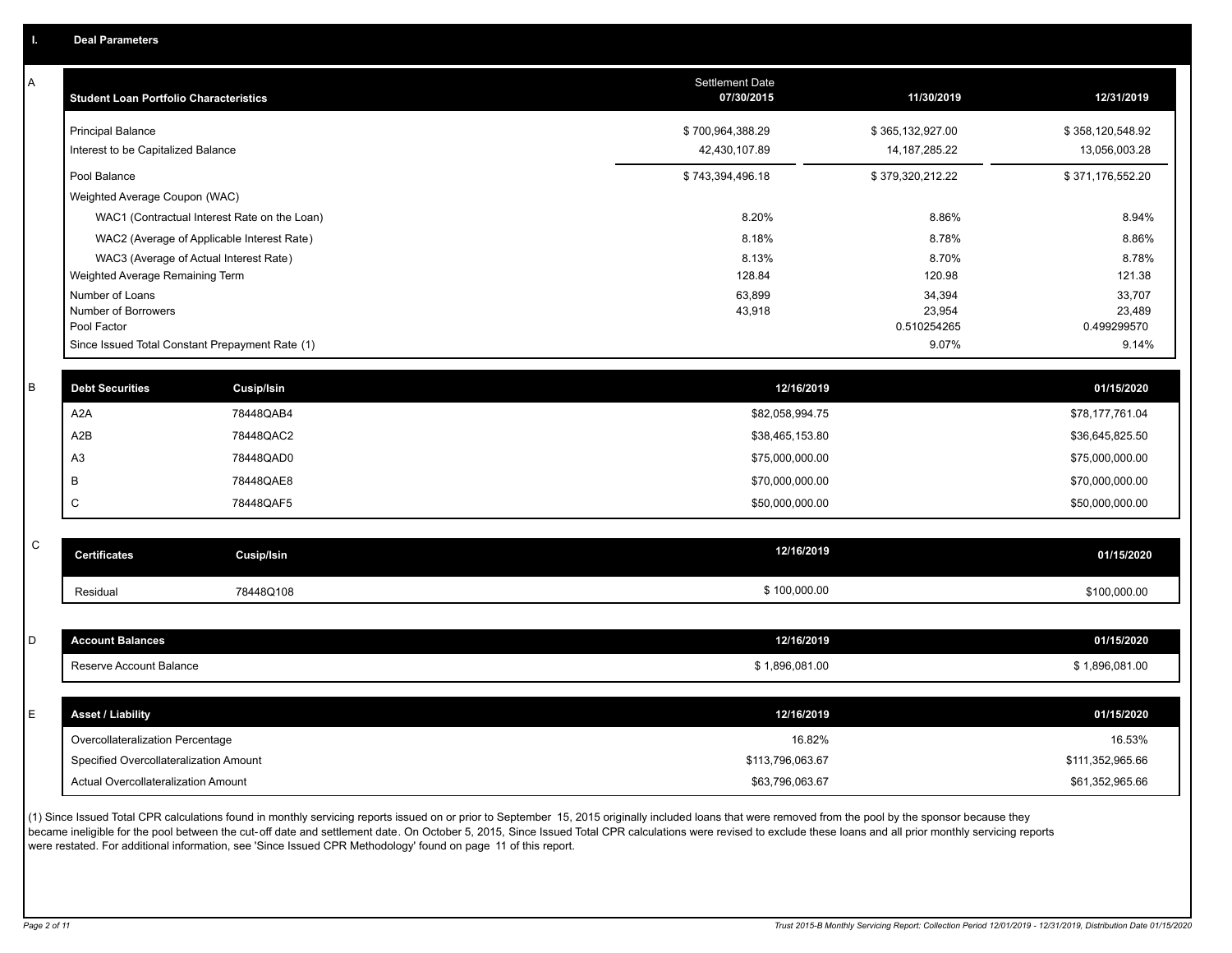## I. Deal Parameters

### A

| Student Loan Portfolio Characteristics | Settlement Date 07/30/2015 | 11/30/2019 | 12/31/2019 |
|---|---|---|---|
| Principal Balance | $ 700,964,388.29 | $ 365,132,927.00 | $ 358,120,548.92 |
| Interest to be Capitalized Balance | 42,430,107.89 | 14,187,285.22 | 13,056,003.28 |
| Pool Balance | $ 743,394,496.18 | $ 379,320,212.22 | $ 371,176,552.20 |
| Weighted Average Coupon (WAC) | | | |
| WAC1 (Contractual Interest Rate on the Loan) | 8.20% | 8.86% | 8.94% |
| WAC2 (Average of Applicable Interest Rate) | 8.18% | 8.78% | 8.86% |
| WAC3 (Average of Actual Interest Rate) | 8.13% | 8.70% | 8.78% |
| Weighted Average Remaining Term | 128.84 | 120.98 | 121.38 |
| Number of Loans | 63,899 | 34,394 | 33,707 |
| Number of Borrowers | 43,918 | 23,954 | 23,489 |
| Pool Factor | | 0.510254265 | 0.499299570 |
| Since Issued Total Constant Prepayment Rate (1) | | 9.07% | 9.14% |

### B

| Debt Securities | Cusip/Isin | 12/16/2019 | 01/15/2020 |
|---|---|---|---|
| A2A | 78448QAB4 | $82,058,994.75 | $78,177,761.04 |
| A2B | 78448QAC2 | $38,465,153.80 | $36,645,825.50 |
| A3 | 78448QAD0 | $75,000,000.00 | $75,000,000.00 |
| B | 78448QAE8 | $70,000,000.00 | $70,000,000.00 |
| C | 78448QAF5 | $50,000,000.00 | $50,000,000.00 |

### C

| Certificates | Cusip/Isin | 12/16/2019 | 01/15/2020 |
|---|---|---|---|
| Residual | 78448Q108 | $ 100,000.00 | $100,000.00 |

### D

| Account Balances | 12/16/2019 | 01/15/2020 |
|---|---|---|
| Reserve Account Balance | $ 1,896,081.00 | $ 1,896,081.00 |

### E

| Asset / Liability | 12/16/2019 | 01/15/2020 |
|---|---|---|
| Overcollateralization Percentage | 16.82% | 16.53% |
| Specified Overcollateralization Amount | $113,796,063.67 | $111,352,965.66 |
| Actual Overcollateralization Amount | $63,796,063.67 | $61,352,965.66 |

(1) Since Issued Total CPR calculations found in monthly servicing reports issued on or prior to September 15, 2015 originally included loans that were removed from the pool by the sponsor because they became ineligible for the pool between the cut-off date and settlement date. On October 5, 2015, Since Issued Total CPR calculations were revised to exclude these loans and all prior monthly servicing reports were restated. For additional information, see 'Since Issued CPR Methodology' found on page 11 of this report.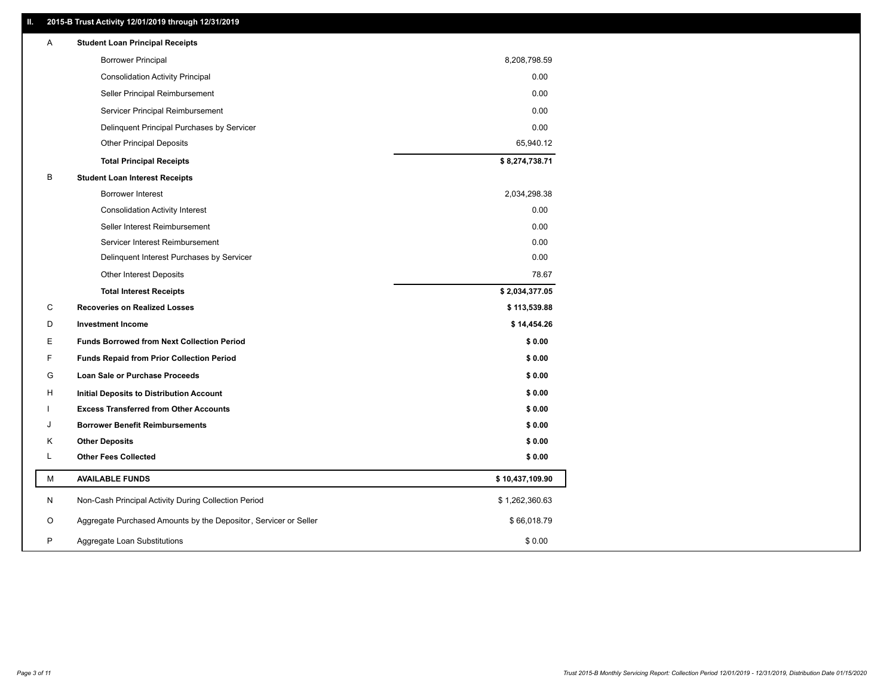## II. 2015-B Trust Activity 12/01/2019 through 12/31/2019

| | | |
|---|---|---|
| A | **Student Loan Principal Receipts** | |
| | Borrower Principal | 8,208,798.59 |
| | Consolidation Activity Principal | 0.00 |
| | Seller Principal Reimbursement | 0.00 |
| | Servicer Principal Reimbursement | 0.00 |
| | Delinquent Principal Purchases by Servicer | 0.00 |
| | Other Principal Deposits | 65,940.12 |
| | **Total Principal Receipts** | **$ 8,274,738.71** |
| B | **Student Loan Interest Receipts** | |
| | Borrower Interest | 2,034,298.38 |
| | Consolidation Activity Interest | 0.00 |
| | Seller Interest Reimbursement | 0.00 |
| | Servicer Interest Reimbursement | 0.00 |
| | Delinquent Interest Purchases by Servicer | 0.00 |
| | Other Interest Deposits | 78.67 |
| | **Total Interest Receipts** | **$ 2,034,377.05** |
| C | **Recoveries on Realized Losses** | **$ 113,539.88** |
| D | **Investment Income** | **$ 14,454.26** |
| E | **Funds Borrowed from Next Collection Period** | **$ 0.00** |
| F | **Funds Repaid from Prior Collection Period** | **$ 0.00** |
| G | **Loan Sale or Purchase Proceeds** | **$ 0.00** |
| H | **Initial Deposits to Distribution Account** | **$ 0.00** |
| I | **Excess Transferred from Other Accounts** | **$ 0.00** |
| J | **Borrower Benefit Reimbursements** | **$ 0.00** |
| K | **Other Deposits** | **$ 0.00** |
| L | **Other Fees Collected** | **$ 0.00** |
| M | **AVAILABLE FUNDS** | **$ 10,437,109.90** |
| N | Non-Cash Principal Activity During Collection Period | $ 1,262,360.63 |
| O | Aggregate Purchased Amounts by the Depositor, Servicer or Seller | $ 66,018.79 |
| P | Aggregate Loan Substitutions | $ 0.00 |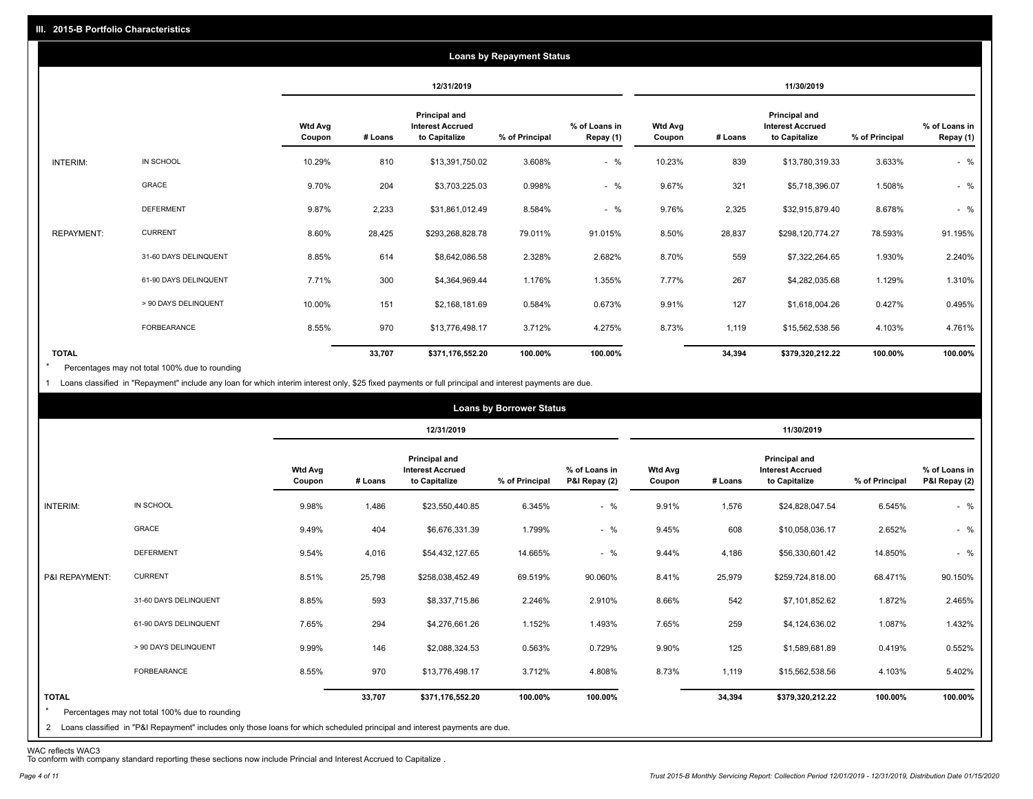## III. 2015-B Portfolio Characteristics

### Loans by Repayment Status

| | | 12/31/2019 | | | | | 11/30/2019 | | | | |
|---|---|---|---|---|---|---|---|---|---|---|---|
| | | Wtd Avg Coupon | # Loans | Principal and Interest Accrued to Capitalize | % of Principal | % of Loans in Repay (1) | Wtd Avg Coupon | # Loans | Principal and Interest Accrued to Capitalize | % of Principal | % of Loans in Repay (1) |
| INTERIM: | IN SCHOOL | 10.29% | 810 | $13,391,750.02 | 3.608% | - % | 10.23% | 839 | $13,780,319.33 | 3.633% | - % |
| | GRACE | 9.70% | 204 | $3,703,225.03 | 0.998% | - % | 9.67% | 321 | $5,718,396.07 | 1.508% | - % |
| | DEFERMENT | 9.87% | 2,233 | $31,861,012.49 | 8.584% | - % | 9.76% | 2,325 | $32,915,879.40 | 8.678% | - % |
| REPAYMENT: | CURRENT | 8.60% | 28,425 | $293,268,828.78 | 79.011% | 91.015% | 8.50% | 28,837 | $298,120,774.27 | 78.593% | 91.195% |
| | 31-60 DAYS DELINQUENT | 8.85% | 614 | $8,642,086.58 | 2.328% | 2.682% | 8.70% | 559 | $7,322,264.65 | 1.930% | 2.240% |
| | 61-90 DAYS DELINQUENT | 7.71% | 300 | $4,364,969.44 | 1.176% | 1.355% | 7.77% | 267 | $4,282,035.68 | 1.129% | 1.310% |
| | > 90 DAYS DELINQUENT | 10.00% | 151 | $2,168,181.69 | 0.584% | 0.673% | 9.91% | 127 | $1,618,004.26 | 0.427% | 0.495% |
| | FORBEARANCE | 8.55% | 970 | $13,776,498.17 | 3.712% | 4.275% | 8.73% | 1,119 | $15,562,538.56 | 4.103% | 4.761% |
| **TOTAL** | | | **33,707** | **$371,176,552.20** | **100.00%** | **100.00%** | | **34,394** | **$379,320,212.22** | **100.00%** | **100.00%** |

\* Percentages may not total 100% due to rounding

1 Loans classified in "Repayment" include any loan for which interim interest only, $25 fixed payments or full principal and interest payments are due.

### Loans by Borrower Status

| | | 12/31/2019 | | | | | 11/30/2019 | | | | |
|---|---|---|---|---|---|---|---|---|---|---|---|
| | | Wtd Avg Coupon | # Loans | Principal and Interest Accrued to Capitalize | % of Principal | % of Loans in P&I Repay (2) | Wtd Avg Coupon | # Loans | Principal and Interest Accrued to Capitalize | % of Principal | % of Loans in P&I Repay (2) |
| INTERIM: | IN SCHOOL | 9.98% | 1,486 | $23,550,440.85 | 6.345% | - % | 9.91% | 1,576 | $24,828,047.54 | 6.545% | - % |
| | GRACE | 9.49% | 404 | $6,676,331.39 | 1.799% | - % | 9.45% | 608 | $10,058,036.17 | 2.652% | - % |
| | DEFERMENT | 9.54% | 4,016 | $54,432,127.65 | 14.665% | - % | 9.44% | 4,186 | $56,330,601.42 | 14.850% | - % |
| P&I REPAYMENT: | CURRENT | 8.51% | 25,798 | $258,038,452.49 | 69.519% | 90.060% | 8.41% | 25,979 | $259,724,818.00 | 68.471% | 90.150% |
| | 31-60 DAYS DELINQUENT | 8.85% | 593 | $8,337,715.86 | 2.246% | 2.910% | 8.66% | 542 | $7,101,852.62 | 1.872% | 2.465% |
| | 61-90 DAYS DELINQUENT | 7.65% | 294 | $4,276,661.26 | 1.152% | 1.493% | 7.65% | 259 | $4,124,636.02 | 1.087% | 1.432% |
| | > 90 DAYS DELINQUENT | 9.99% | 146 | $2,088,324.53 | 0.563% | 0.729% | 9.90% | 125 | $1,589,681.89 | 0.419% | 0.552% |
| | FORBEARANCE | 8.55% | 970 | $13,776,498.17 | 3.712% | 4.808% | 8.73% | 1,119 | $15,562,538.56 | 4.103% | 5.402% |
| **TOTAL** | | | **33,707** | **$371,176,552.20** | **100.00%** | **100.00%** | | **34,394** | **$379,320,212.22** | **100.00%** | **100.00%** |

\* Percentages may not total 100% due to rounding

2 Loans classified in "P&I Repayment" includes only those loans for which scheduled principal and interest payments are due.

WAC reflects WAC3
To conform with company standard reporting these sections now include Princial and Interest Accrued to Capitalize .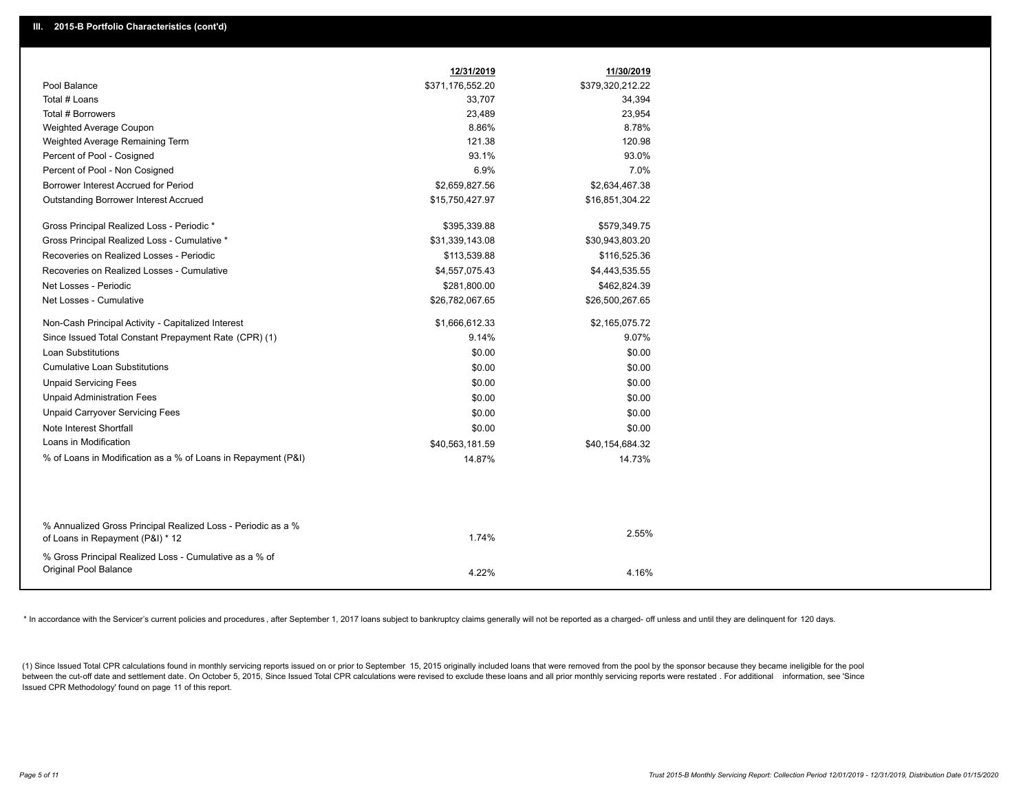## III. 2015-B Portfolio Characteristics (cont'd)

| | 12/31/2019 | 11/30/2019 |
|---|---|---|
| Pool Balance | $371,176,552.20 | $379,320,212.22 |
| Total # Loans | 33,707 | 34,394 |
| Total # Borrowers | 23,489 | 23,954 |
| Weighted Average Coupon | 8.86% | 8.78% |
| Weighted Average Remaining Term | 121.38 | 120.98 |
| Percent of Pool - Cosigned | 93.1% | 93.0% |
| Percent of Pool - Non Cosigned | 6.9% | 7.0% |
| Borrower Interest Accrued for Period | $2,659,827.56 | $2,634,467.38 |
| Outstanding Borrower Interest Accrued | $15,750,427.97 | $16,851,304.22 |
| Gross Principal Realized Loss - Periodic * | $395,339.88 | $579,349.75 |
| Gross Principal Realized Loss - Cumulative * | $31,339,143.08 | $30,943,803.20 |
| Recoveries on Realized Losses - Periodic | $113,539.88 | $116,525.36 |
| Recoveries on Realized Losses - Cumulative | $4,557,075.43 | $4,443,535.55 |
| Net Losses - Periodic | $281,800.00 | $462,824.39 |
| Net Losses - Cumulative | $26,782,067.65 | $26,500,267.65 |
| Non-Cash Principal Activity - Capitalized Interest | $1,666,612.33 | $2,165,075.72 |
| Since Issued Total Constant Prepayment Rate (CPR) (1) | 9.14% | 9.07% |
| Loan Substitutions | $0.00 | $0.00 |
| Cumulative Loan Substitutions | $0.00 | $0.00 |
| Unpaid Servicing Fees | $0.00 | $0.00 |
| Unpaid Administration Fees | $0.00 | $0.00 |
| Unpaid Carryover Servicing Fees | $0.00 | $0.00 |
| Note Interest Shortfall | $0.00 | $0.00 |
| Loans in Modification | $40,563,181.59 | $40,154,684.32 |
| % of Loans in Modification as a % of Loans in Repayment (P&I) | 14.87% | 14.73% |
| % Annualized Gross Principal Realized Loss - Periodic as a % of Loans in Repayment (P&I) * 12 | 1.74% | 2.55% |
| % Gross Principal Realized Loss - Cumulative as a % of Original Pool Balance | 4.22% | 4.16% |

* In accordance with the Servicer's current policies and procedures, after September 1, 2017 loans subject to bankruptcy claims generally will not be reported as a charged- off unless and until they are delinquent for 120 days.

(1) Since Issued Total CPR calculations found in monthly servicing reports issued on or prior to September 15, 2015 originally included loans that were removed from the pool by the sponsor because they became ineligible for the pool between the cut-off date and settlement date. On October 5, 2015, Since Issued Total CPR calculations were revised to exclude these loans and all prior monthly servicing reports were restated . For additional information, see 'Since Issued CPR Methodology' found on page 11 of this report.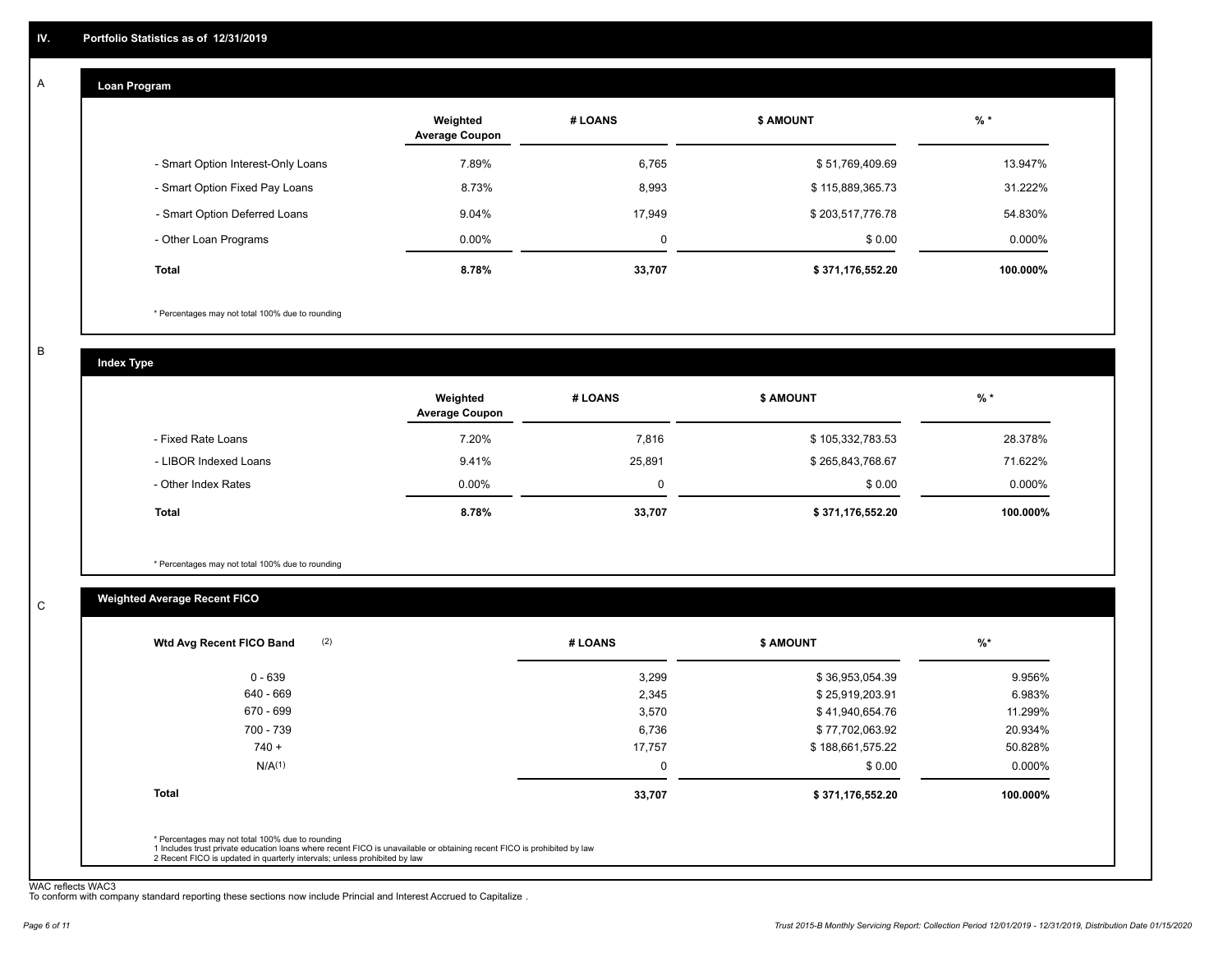## IV. Portfolio Statistics as of 12/31/2019

### A — Loan Program

| | Weighted Average Coupon | # LOANS | $ AMOUNT | % * |
|---|---|---|---|---|
| - Smart Option Interest-Only Loans | 7.89% | 6,765 | $ 51,769,409.69 | 13.947% |
| - Smart Option Fixed Pay Loans | 8.73% | 8,993 | $ 115,889,365.73 | 31.222% |
| - Smart Option Deferred Loans | 9.04% | 17,949 | $ 203,517,776.78 | 54.830% |
| - Other Loan Programs | 0.00% | 0 | $ 0.00 | 0.000% |
| **Total** | **8.78%** | **33,707** | **$ 371,176,552.20** | **100.000%** |

* Percentages may not total 100% due to rounding

### B — Index Type

| | Weighted Average Coupon | # LOANS | $ AMOUNT | % * |
|---|---|---|---|---|
| - Fixed Rate Loans | 7.20% | 7,816 | $ 105,332,783.53 | 28.378% |
| - LIBOR Indexed Loans | 9.41% | 25,891 | $ 265,843,768.67 | 71.622% |
| - Other Index Rates | 0.00% | 0 | $ 0.00 | 0.000% |
| **Total** | **8.78%** | **33,707** | **$ 371,176,552.20** | **100.000%** |

* Percentages may not total 100% due to rounding

### C — Weighted Average Recent FICO

| Wtd Avg Recent FICO Band (2) | # LOANS | $ AMOUNT | %* |
|---|---|---|---|
| 0 - 639 | 3,299 | $ 36,953,054.39 | 9.956% |
| 640 - 669 | 2,345 | $ 25,919,203.91 | 6.983% |
| 670 - 699 | 3,570 | $ 41,940,654.76 | 11.299% |
| 700 - 739 | 6,736 | $ 77,702,063.92 | 20.934% |
| 740 + | 17,757 | $ 188,661,575.22 | 50.828% |
| N/A(1) | 0 | $ 0.00 | 0.000% |
| **Total** | **33,707** | **$ 371,176,552.20** | **100.000%** |

* Percentages may not total 100% due to rounding
1 Includes trust private education loans where recent FICO is unavailable or obtaining recent FICO is prohibited by law
2 Recent FICO is updated in quarterly intervals; unless prohibited by law

WAC reflects WAC3
To conform with company standard reporting these sections now include Princial and Interest Accrued to Capitalize .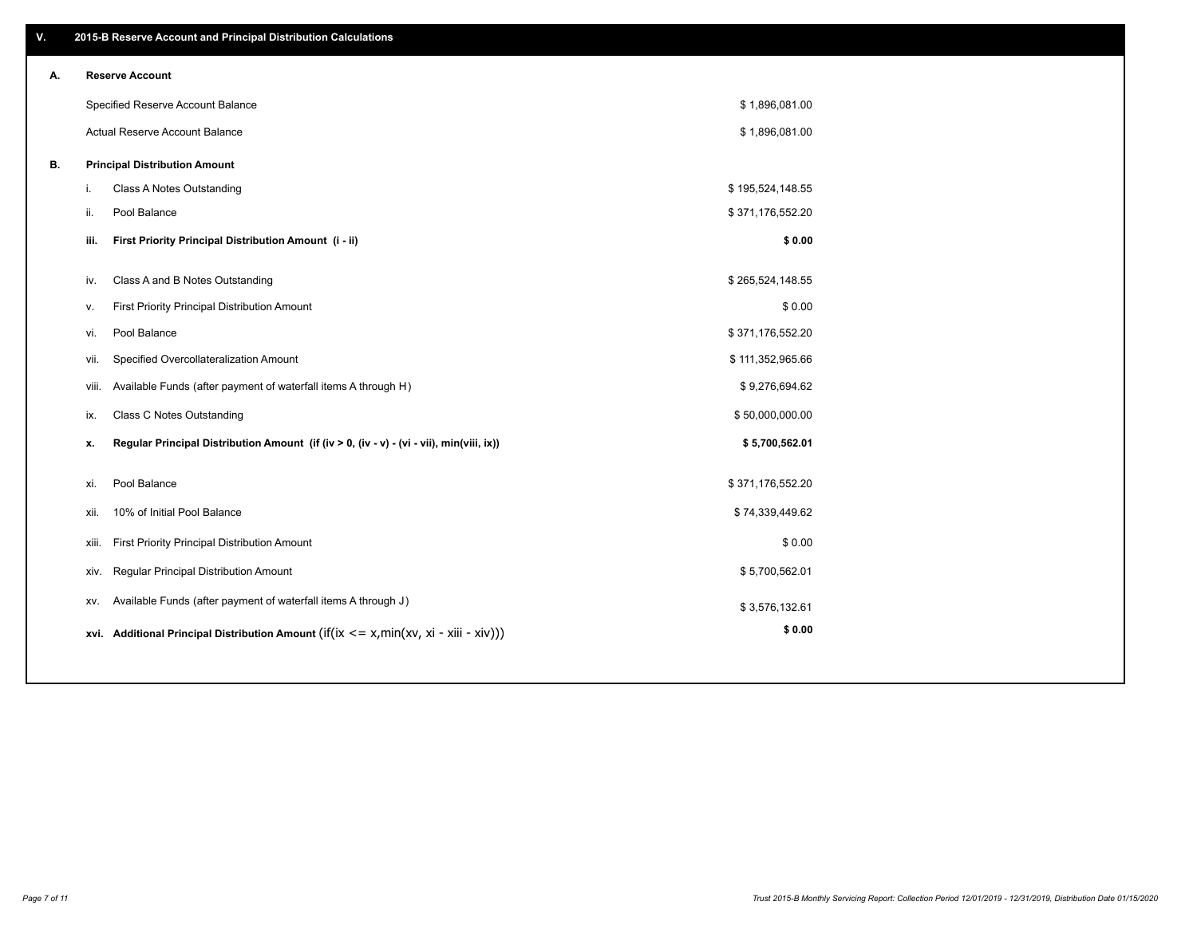## V. 2015-B Reserve Account and Principal Distribution Calculations

### A. Reserve Account

| | |
|---|---|
| Specified Reserve Account Balance | $ 1,896,081.00 |
| Actual Reserve Account Balance | $ 1,896,081.00 |

### B. Principal Distribution Amount

| | | |
|---|---|---|
| i. | Class A Notes Outstanding | $ 195,524,148.55 |
| ii. | Pool Balance | $ 371,176,552.20 |
| **iii.** | **First Priority Principal Distribution Amount (i - ii)** | **$ 0.00** |
| iv. | Class A and B Notes Outstanding | $ 265,524,148.55 |
| v. | First Priority Principal Distribution Amount | $ 0.00 |
| vi. | Pool Balance | $ 371,176,552.20 |
| vii. | Specified Overcollateralization Amount | $ 111,352,965.66 |
| viii. | Available Funds (after payment of waterfall items A through H) | $ 9,276,694.62 |
| ix. | Class C Notes Outstanding | $ 50,000,000.00 |
| **x.** | **Regular Principal Distribution Amount (if (iv > 0, (iv - v) - (vi - vii), min(viii, ix))** | **$ 5,700,562.01** |
| xi. | Pool Balance | $ 371,176,552.20 |
| xii. | 10% of Initial Pool Balance | $ 74,339,449.62 |
| xiii. | First Priority Principal Distribution Amount | $ 0.00 |
| xiv. | Regular Principal Distribution Amount | $ 5,700,562.01 |
| xv. | Available Funds (after payment of waterfall items A through J) | $ 3,576,132.61 |
| **xvi.** | **Additional Principal Distribution Amount** (if(ix <= x,min(xv, xi - xiii - xiv))) | **$ 0.00** |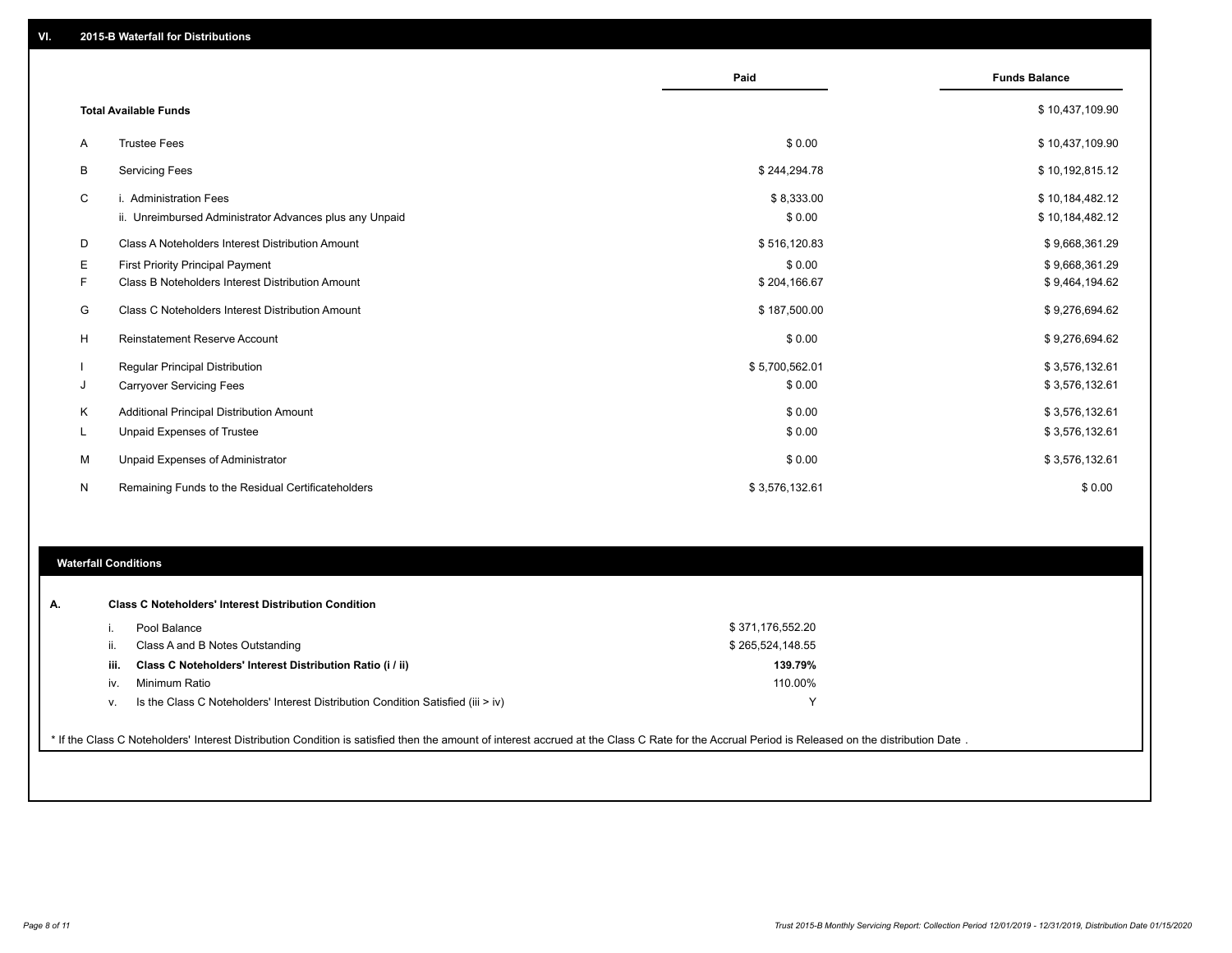## VI. 2015-B Waterfall for Distributions

| | | Paid | Funds Balance |
|---|---|---|---|
| | **Total Available Funds** | | $ 10,437,109.90 |
| A | Trustee Fees | $ 0.00 | $ 10,437,109.90 |
| B | Servicing Fees | $ 244,294.78 | $ 10,192,815.12 |
| C | i. Administration Fees | $ 8,333.00 | $ 10,184,482.12 |
| | ii. Unreimbursed Administrator Advances plus any Unpaid | $ 0.00 | $ 10,184,482.12 |
| D | Class A Noteholders Interest Distribution Amount | $ 516,120.83 | $ 9,668,361.29 |
| E | First Priority Principal Payment | $ 0.00 | $ 9,668,361.29 |
| F | Class B Noteholders Interest Distribution Amount | $ 204,166.67 | $ 9,464,194.62 |
| G | Class C Noteholders Interest Distribution Amount | $ 187,500.00 | $ 9,276,694.62 |
| H | Reinstatement Reserve Account | $ 0.00 | $ 9,276,694.62 |
| I | Regular Principal Distribution | $ 5,700,562.01 | $ 3,576,132.61 |
| J | Carryover Servicing Fees | $ 0.00 | $ 3,576,132.61 |
| K | Additional Principal Distribution Amount | $ 0.00 | $ 3,576,132.61 |
| L | Unpaid Expenses of Trustee | $ 0.00 | $ 3,576,132.61 |
| M | Unpaid Expenses of Administrator | $ 0.00 | $ 3,576,132.61 |
| N | Remaining Funds to the Residual Certificateholders | $ 3,576,132.61 | $ 0.00 |

### Waterfall Conditions

| | | |
|---|---|---|
| **A.** | **Class C Noteholders' Interest Distribution Condition** | |
| i. | Pool Balance | $ 371,176,552.20 |
| ii. | Class A and B Notes Outstanding | $ 265,524,148.55 |
| **iii.** | **Class C Noteholders' Interest Distribution Ratio (i / ii)** | **139.79%** |
| iv. | Minimum Ratio | 110.00% |
| v. | Is the Class C Noteholders' Interest Distribution Condition Satisfied (iii > iv) | Y |

* If the Class C Noteholders' Interest Distribution Condition is satisfied then the amount of interest accrued at the Class C Rate for the Accrual Period is Released on the distribution Date .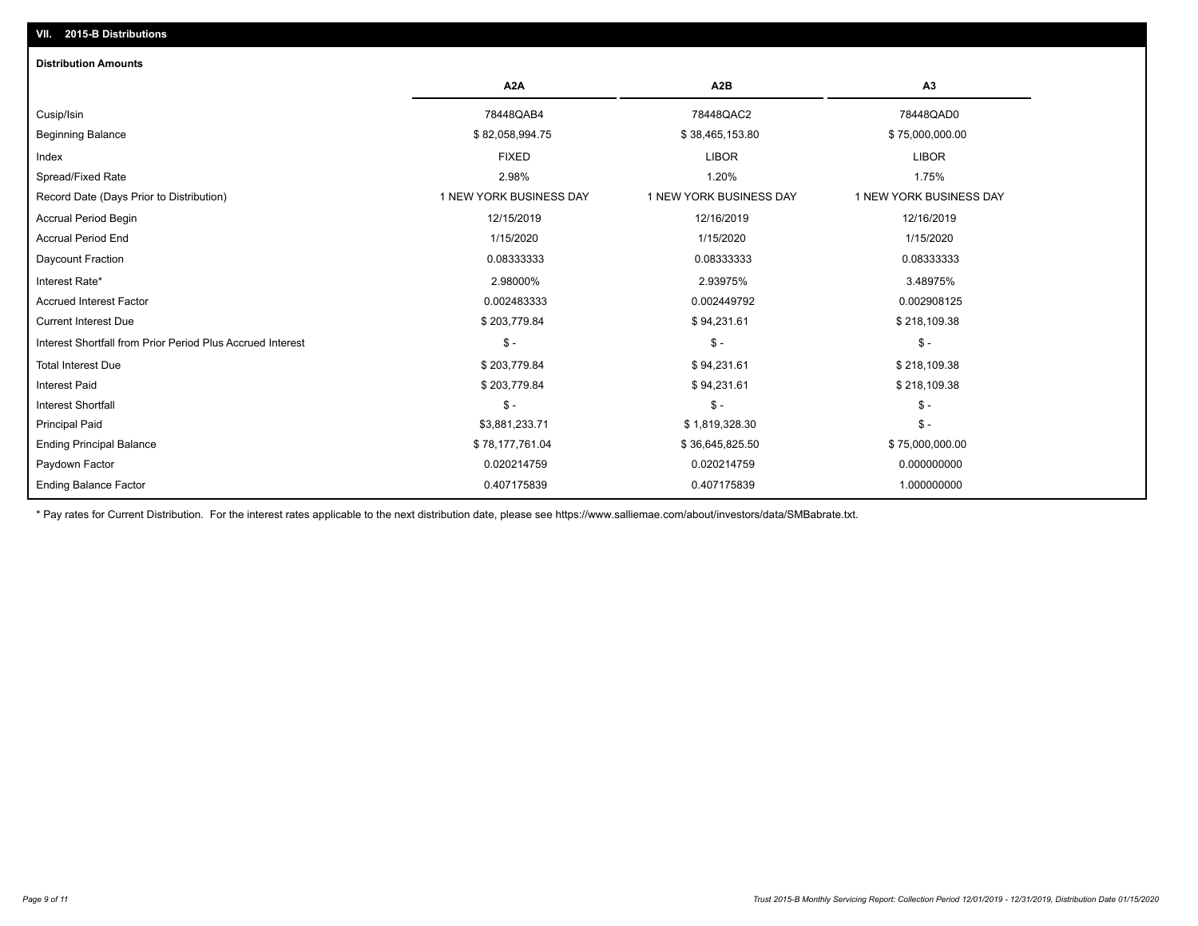## VII. 2015-B Distributions

### Distribution Amounts

| | A2A | A2B | A3 |
|---|---|---|---|
| Cusip/Isin | 78448QAB4 | 78448QAC2 | 78448QAD0 |
| Beginning Balance | $ 82,058,994.75 | $ 38,465,153.80 | $ 75,000,000.00 |
| Index | FIXED | LIBOR | LIBOR |
| Spread/Fixed Rate | 2.98% | 1.20% | 1.75% |
| Record Date (Days Prior to Distribution) | 1 NEW YORK BUSINESS DAY | 1 NEW YORK BUSINESS DAY | 1 NEW YORK BUSINESS DAY |
| Accrual Period Begin | 12/15/2019 | 12/16/2019 | 12/16/2019 |
| Accrual Period End | 1/15/2020 | 1/15/2020 | 1/15/2020 |
| Daycount Fraction | 0.08333333 | 0.08333333 | 0.08333333 |
| Interest Rate* | 2.98000% | 2.93975% | 3.48975% |
| Accrued Interest Factor | 0.002483333 | 0.002449792 | 0.002908125 |
| Current Interest Due | $ 203,779.84 | $ 94,231.61 | $ 218,109.38 |
| Interest Shortfall from Prior Period Plus Accrued Interest | $ - | $ - | $ - |
| Total Interest Due | $ 203,779.84 | $ 94,231.61 | $ 218,109.38 |
| Interest Paid | $ 203,779.84 | $ 94,231.61 | $ 218,109.38 |
| Interest Shortfall | $ - | $ - | $ - |
| Principal Paid | $3,881,233.71 | $ 1,819,328.30 | $ - |
| Ending Principal Balance | $ 78,177,761.04 | $ 36,645,825.50 | $ 75,000,000.00 |
| Paydown Factor | 0.020214759 | 0.020214759 | 0.000000000 |
| Ending Balance Factor | 0.407175839 | 0.407175839 | 1.000000000 |

* Pay rates for Current Distribution. For the interest rates applicable to the next distribution date, please see https://www.salliemae.com/about/investors/data/SMBabrate.txt.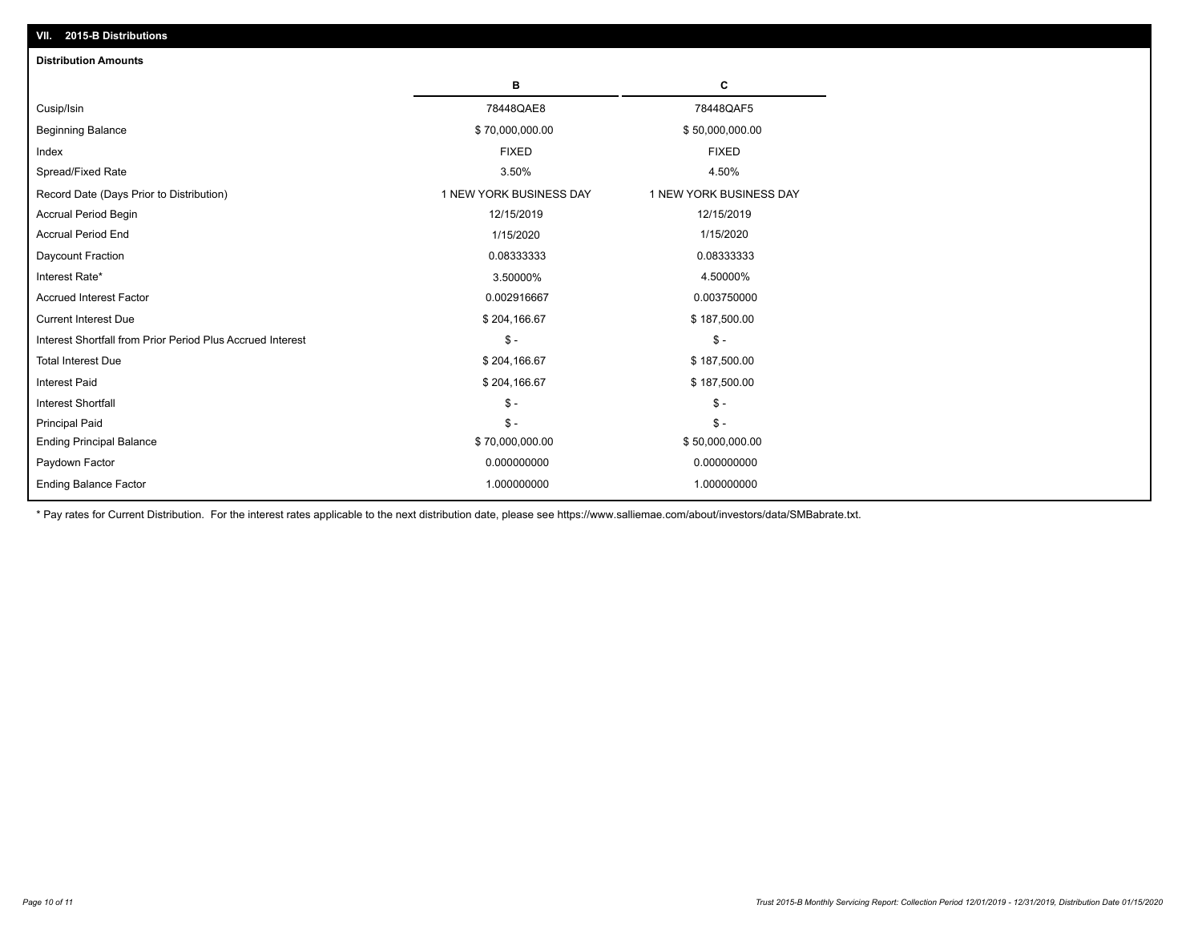## VII. 2015-B Distributions

### Distribution Amounts

| | B | C |
|---|---|---|
| Cusip/Isin | 78448QAE8 | 78448QAF5 |
| Beginning Balance | $ 70,000,000.00 | $ 50,000,000.00 |
| Index | FIXED | FIXED |
| Spread/Fixed Rate | 3.50% | 4.50% |
| Record Date (Days Prior to Distribution) | 1 NEW YORK BUSINESS DAY | 1 NEW YORK BUSINESS DAY |
| Accrual Period Begin | 12/15/2019 | 12/15/2019 |
| Accrual Period End | 1/15/2020 | 1/15/2020 |
| Daycount Fraction | 0.08333333 | 0.08333333 |
| Interest Rate* | 3.50000% | 4.50000% |
| Accrued Interest Factor | 0.002916667 | 0.003750000 |
| Current Interest Due | $ 204,166.67 | $ 187,500.00 |
| Interest Shortfall from Prior Period Plus Accrued Interest | $ - | $ - |
| Total Interest Due | $ 204,166.67 | $ 187,500.00 |
| Interest Paid | $ 204,166.67 | $ 187,500.00 |
| Interest Shortfall | $ - | $ - |
| Principal Paid | $ - | $ - |
| Ending Principal Balance | $ 70,000,000.00 | $ 50,000,000.00 |
| Paydown Factor | 0.000000000 | 0.000000000 |
| Ending Balance Factor | 1.000000000 | 1.000000000 |

* Pay rates for Current Distribution. For the interest rates applicable to the next distribution date, please see https://www.salliemae.com/about/investors/data/SMBabrate.txt.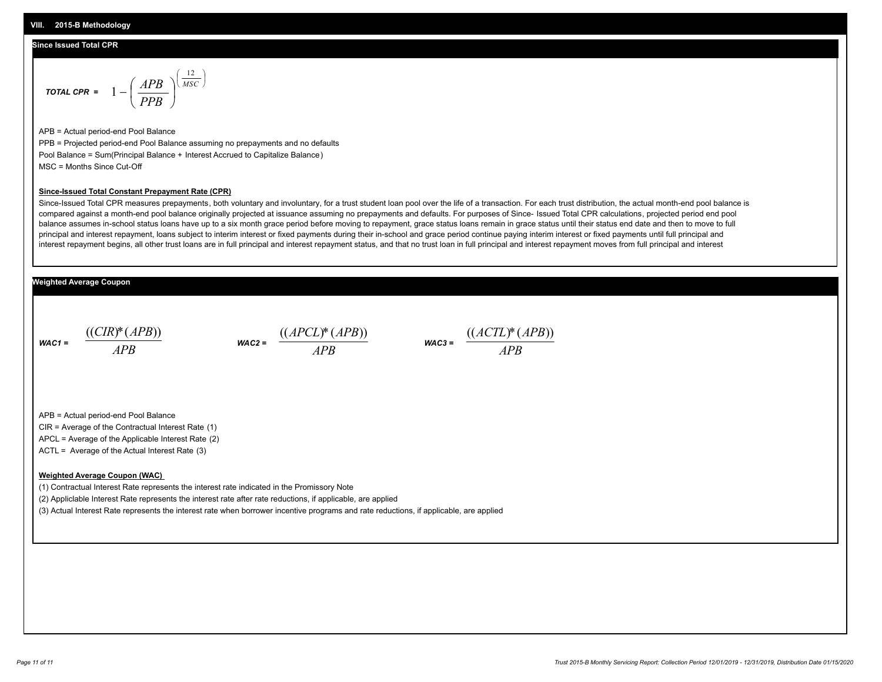## VIII. 2015-B Methodology

### Since Issued Total CPR

$$\textbf{\textit{TOTAL CPR}} = 1 - \left(\frac{APB}{PPB}\right)^{\left(\frac{12}{MSC}\right)}$$

APB = Actual period-end Pool Balance

PPB = Projected period-end Pool Balance assuming no prepayments and no defaults

Pool Balance = Sum(Principal Balance + Interest Accrued to Capitalize Balance)

MSC = Months Since Cut-Off

**Since-Issued Total Constant Prepayment Rate (CPR)**

Since-Issued Total CPR measures prepayments, both voluntary and involuntary, for a trust student loan pool over the life of a transaction. For each trust distribution, the actual month-end pool balance is compared against a month-end pool balance originally projected at issuance assuming no prepayments and defaults. For purposes of Since- Issued Total CPR calculations, projected period end pool balance assumes in-school status loans have up to a six month grace period before moving to repayment, grace status loans remain in grace status until their status end date and then to move to full principal and interest repayment, loans subject to interim interest or fixed payments during their in-school and grace period continue paying interim interest or fixed payments until full principal and interest repayment begins, all other trust loans are in full principal and interest repayment status, and that no trust loan in full principal and interest repayment moves from full principal and interest

### Weighted Average Coupon

$$\textbf{\textit{WAC1}} = \frac{((CIR)*(APB))}{APB} \qquad \textbf{\textit{WAC2}} = \frac{((APCL)*(APB))}{APB} \qquad \textbf{\textit{WAC3}} = \frac{((ACTL)*(APB))}{APB}$$

APB = Actual period-end Pool Balance

CIR = Average of the Contractual Interest Rate (1)

APCL = Average of the Applicable Interest Rate (2)

ACTL = Average of the Actual Interest Rate (3)

**Weighted Average Coupon (WAC)**

(1) Contractual Interest Rate represents the interest rate indicated in the Promissory Note

(2) Appliclable Interest Rate represents the interest rate after rate reductions, if applicable, are applied

(3) Actual Interest Rate represents the interest rate when borrower incentive programs and rate reductions, if applicable, are applied